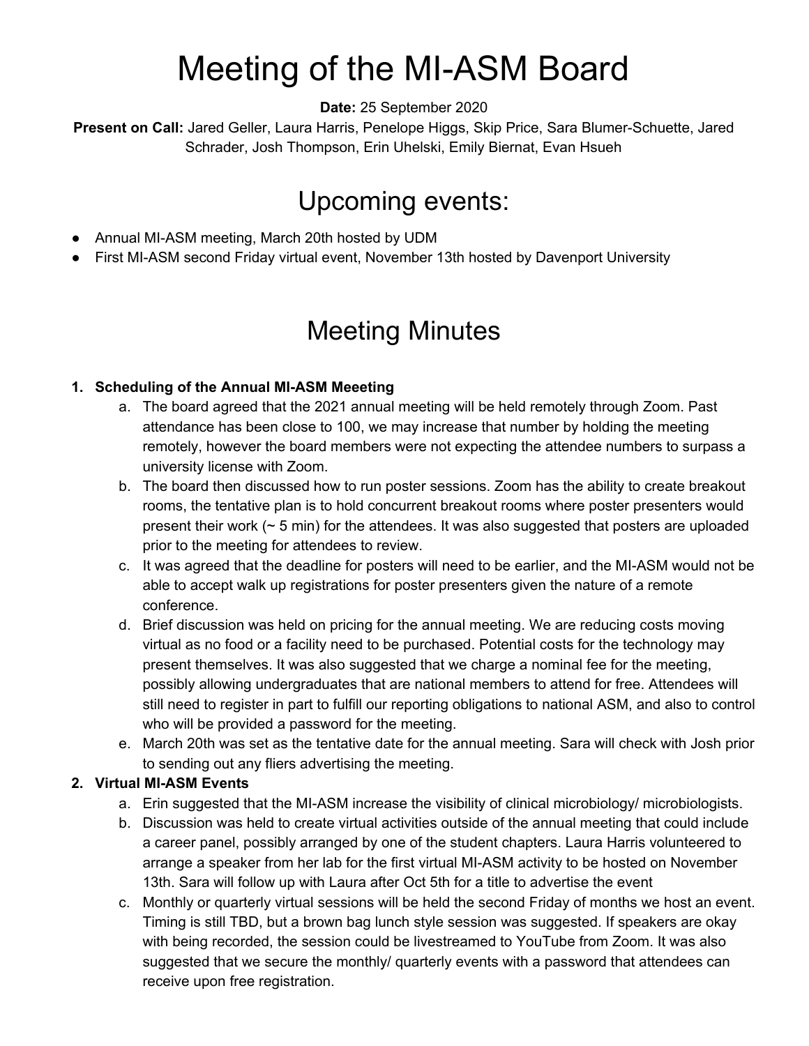# Meeting of the MI-ASM Board

**Date:** 25 September 2020

**Present on Call:** Jared Geller, Laura Harris, Penelope Higgs, Skip Price, Sara Blumer-Schuette, Jared Schrader, Josh Thompson, Erin Uhelski, Emily Biernat, Evan Hsueh

## Upcoming events:

- Annual MI-ASM meeting, March 20th hosted by UDM
- First MI-ASM second Friday virtual event, November 13th hosted by Davenport University

## Meeting Minutes

1. **Scheduling of the Annual MI-ASM Meeeting**
   a. The board agreed that the 2021 annual meeting will be held remotely through Zoom. Past attendance has been close to 100, we may increase that number by holding the meeting remotely, however the board members were not expecting the attendee numbers to surpass a university license with Zoom.
   b. The board then discussed how to run poster sessions. Zoom has the ability to create breakout rooms, the tentative plan is to hold concurrent breakout rooms where poster presenters would present their work (~ 5 min) for the attendees. It was also suggested that posters are uploaded prior to the meeting for attendees to review.
   c. It was agreed that the deadline for posters will need to be earlier, and the MI-ASM would not be able to accept walk up registrations for poster presenters given the nature of a remote conference.
   d. Brief discussion was held on pricing for the annual meeting. We are reducing costs moving virtual as no food or a facility need to be purchased. Potential costs for the technology may present themselves. It was also suggested that we charge a nominal fee for the meeting, possibly allowing undergraduates that are national members to attend for free. Attendees will still need to register in part to fulfill our reporting obligations to national ASM, and also to control who will be provided a password for the meeting.
   e. March 20th was set as the tentative date for the annual meeting. Sara will check with Josh prior to sending out any fliers advertising the meeting.
2. **Virtual MI-ASM Events**
   a. Erin suggested that the MI-ASM increase the visibility of clinical microbiology/ microbiologists.
   b. Discussion was held to create virtual activities outside of the annual meeting that could include a career panel, possibly arranged by one of the student chapters. Laura Harris volunteered to arrange a speaker from her lab for the first virtual MI-ASM activity to be hosted on November 13th. Sara will follow up with Laura after Oct 5th for a title to advertise the event
   c. Monthly or quarterly virtual sessions will be held the second Friday of months we host an event. Timing is still TBD, but a brown bag lunch style session was suggested. If speakers are okay with being recorded, the session could be livestreamed to YouTube from Zoom. It was also suggested that we secure the monthly/ quarterly events with a password that attendees can receive upon free registration.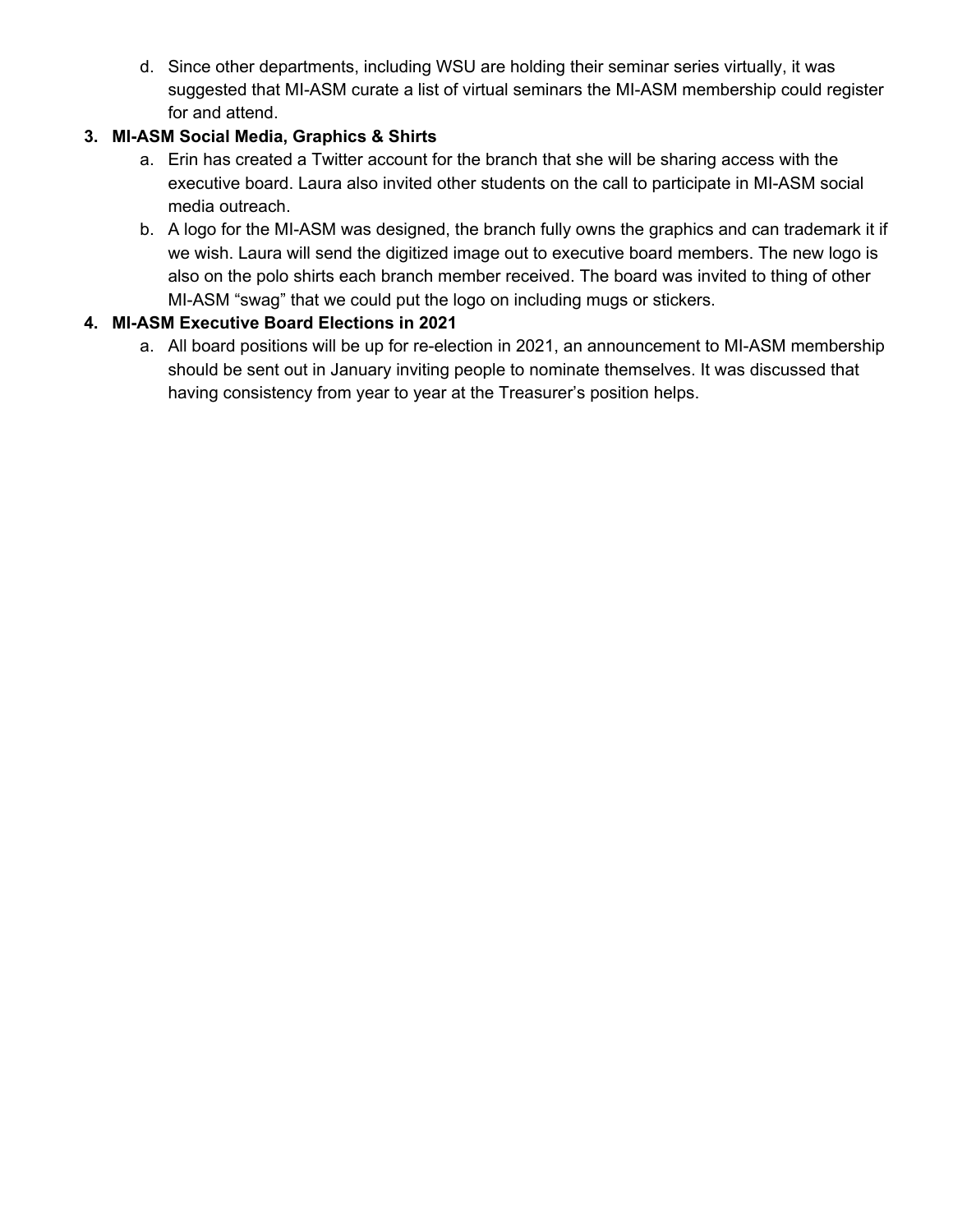d. Since other departments, including WSU are holding their seminar series virtually, it was suggested that MI-ASM curate a list of virtual seminars the MI-ASM membership could register for and attend.

3. **MI-ASM Social Media, Graphics & Shirts**
   a. Erin has created a Twitter account for the branch that she will be sharing access with the executive board. Laura also invited other students on the call to participate in MI-ASM social media outreach.
   b. A logo for the MI-ASM was designed, the branch fully owns the graphics and can trademark it if we wish. Laura will send the digitized image out to executive board members. The new logo is also on the polo shirts each branch member received. The board was invited to thing of other MI-ASM "swag" that we could put the logo on including mugs or stickers.
4. **MI-ASM Executive Board Elections in 2021**
   a. All board positions will be up for re-election in 2021, an announcement to MI-ASM membership should be sent out in January inviting people to nominate themselves. It was discussed that having consistency from year to year at the Treasurer's position helps.